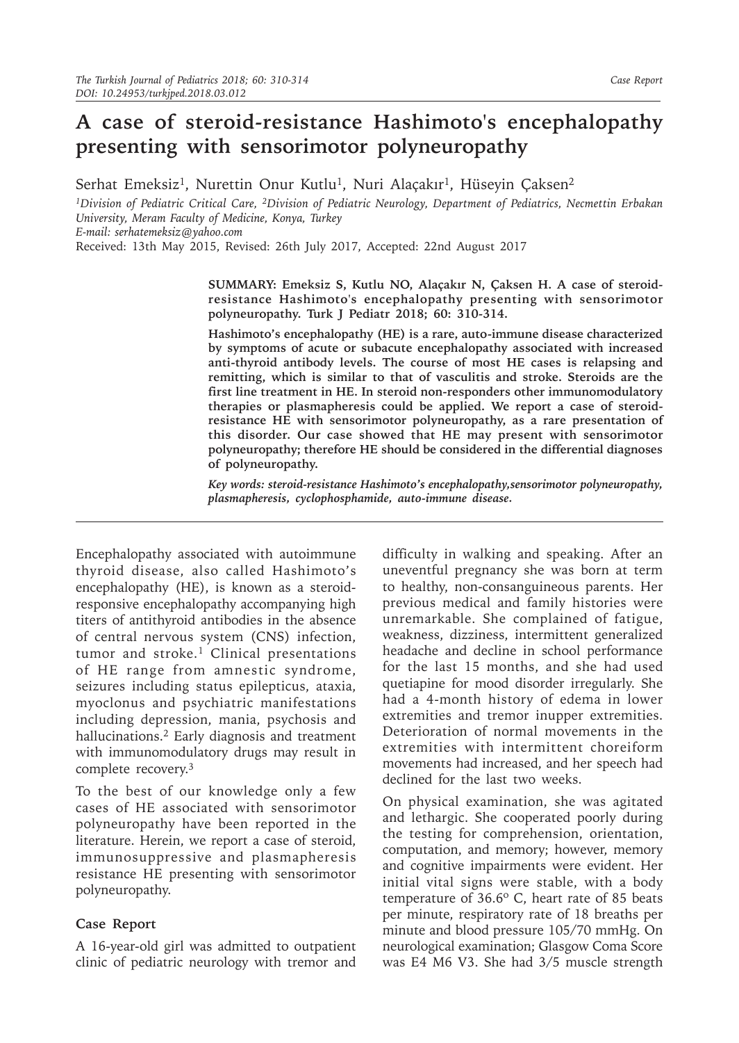# A case of steroid-resistance Hashimoto's encephalopathy presenting with sensorimotor polyneuropathy

Serhat Emeksiz[1], Nurettin Onur Kutlu[1], Nuri Alaçakır[1], Hüseyin Çaksen[2]

[1]Division of Pediatric Critical Care, [2]Division of Pediatric Neurology, Department of Pediatrics, Necmettin Erbakan University, Meram Faculty of Medicine, Konya, Turkey

E-mail: serhatemeksiz@yahoo.com

Received: 13th May 2015, Revised: 26th July 2017, Accepted: 22nd August 2017

**SUMMARY: Emeksiz S, Kutlu NO, Alaçakır N, Çaksen H. A case of steroid-resistance Hashimoto's encephalopathy presenting with sensorimotor polyneuropathy. Turk J Pediatr 2018; 60: 310-314.**

**Hashimoto's encephalopathy (HE) is a rare, auto-immune disease characterized by symptoms of acute or subacute encephalopathy associated with increased anti-thyroid antibody levels. The course of most HE cases is relapsing and remitting, which is similar to that of vasculitis and stroke. Steroids are the first line treatment in HE. In steroid non-responders other immunomodulatory therapies or plasmapheresis could be applied. We report a case of steroid-resistance HE with sensorimotor polyneuropathy, as a rare presentation of this disorder. Our case showed that HE may present with sensorimotor polyneuropathy; therefore HE should be considered in the differential diagnoses of polyneuropathy.**

***Key words: steroid-resistance Hashimoto's encephalopathy,sensorimotor polyneuropathy, plasmapheresis, cyclophosphamide, auto-immune disease.***

Encephalopathy associated with autoimmune thyroid disease, also called Hashimoto's encephalopathy (HE), is known as a steroid-responsive encephalopathy accompanying high titers of antithyroid antibodies in the absence of central nervous system (CNS) infection, tumor and stroke.[1] Clinical presentations of HE range from amnestic syndrome, seizures including status epilepticus, ataxia, myoclonus and psychiatric manifestations including depression, mania, psychosis and hallucinations.[2] Early diagnosis and treatment with immunomodulatory drugs may result in complete recovery.[3]

To the best of our knowledge only a few cases of HE associated with sensorimotor polyneuropathy have been reported in the literature. Herein, we report a case of steroid, immunosuppressive and plasmapheresis resistance HE presenting with sensorimotor polyneuropathy.

## Case Report

A 16-year-old girl was admitted to outpatient clinic of pediatric neurology with tremor and difficulty in walking and speaking. After an uneventful pregnancy she was born at term to healthy, non-consanguineous parents. Her previous medical and family histories were unremarkable. She complained of fatigue, weakness, dizziness, intermittent generalized headache and decline in school performance for the last 15 months, and she had used quetiapine for mood disorder irregularly. She had a 4-month history of edema in lower extremities and tremor inupper extremities. Deterioration of normal movements in the extremities with intermittent choreiform movements had increased, and her speech had declined for the last two weeks.

On physical examination, she was agitated and lethargic. She cooperated poorly during the testing for comprehension, orientation, computation, and memory; however, memory and cognitive impairments were evident. Her initial vital signs were stable, with a body temperature of 36.6° C, heart rate of 85 beats per minute, respiratory rate of 18 breaths per minute and blood pressure 105/70 mmHg. On neurological examination; Glasgow Coma Score was E4 M6 V3. She had 3/5 muscle strength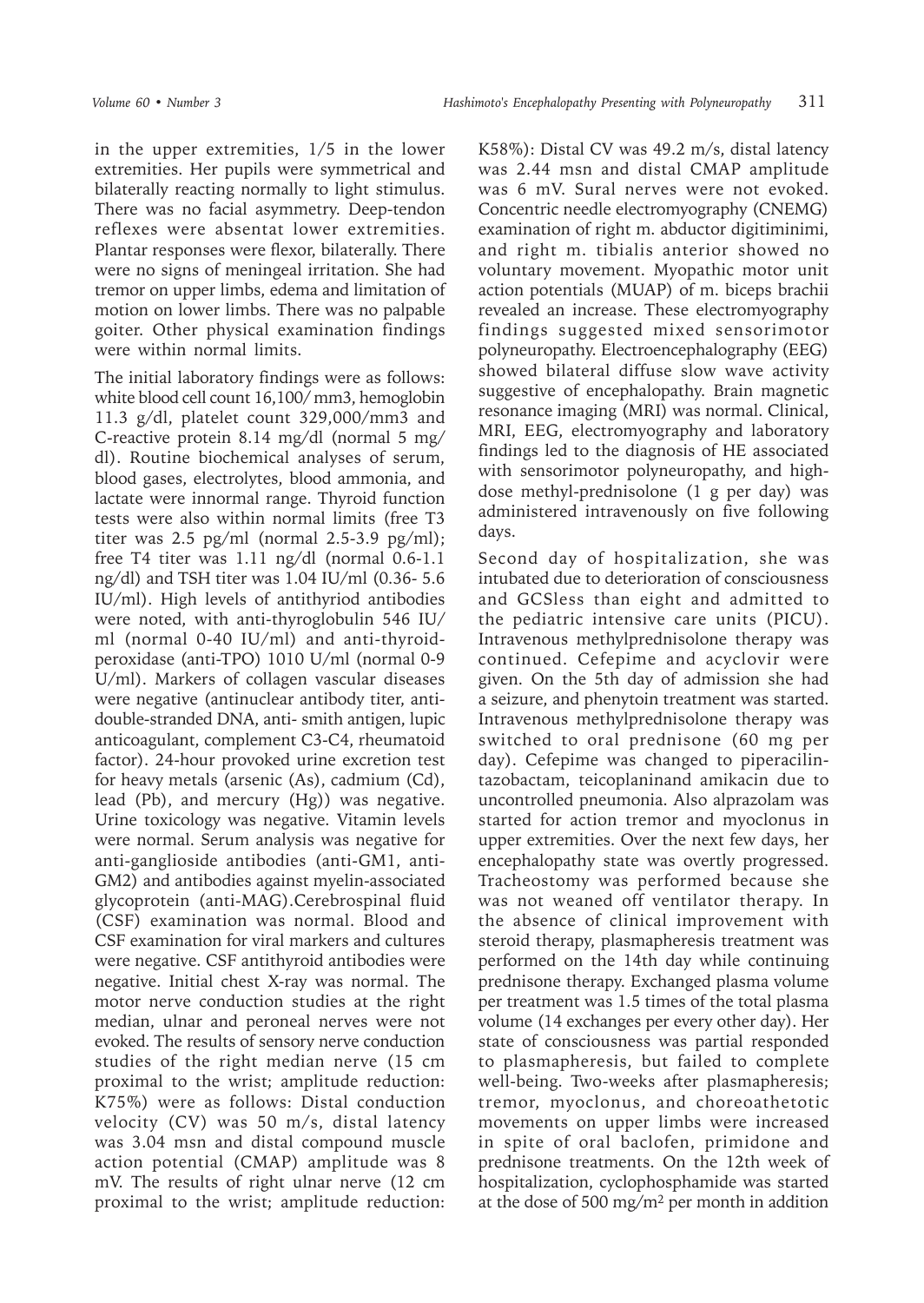in the upper extremities, 1/5 in the lower extremities. Her pupils were symmetrical and bilaterally reacting normally to light stimulus. There was no facial asymmetry. Deep-tendon reflexes were absentat lower extremities. Plantar responses were flexor, bilaterally. There were no signs of meningeal irritation. She had tremor on upper limbs, edema and limitation of motion on lower limbs. There was no palpable goiter. Other physical examination findings were within normal limits.

The initial laboratory findings were as follows: white blood cell count 16,100/ mm3, hemoglobin 11.3 g/dl, platelet count 329,000/mm3 and C-reactive protein 8.14 mg/dl (normal 5 mg/ dl). Routine biochemical analyses of serum, blood gases, electrolytes, blood ammonia, and lactate were innormal range. Thyroid function tests were also within normal limits (free T3 titer was 2.5 pg/ml (normal 2.5-3.9 pg/ml); free T4 titer was 1.11 ng/dl (normal 0.6-1.1 ng/dl) and TSH titer was 1.04 IU/ml (0.36- 5.6 IU/ml). High levels of antithyriod antibodies were noted, with anti-thyroglobulin 546 IU/ ml (normal 0-40 IU/ml) and anti-thyroid-peroxidase (anti-TPO) 1010 U/ml (normal 0-9 U/ml). Markers of collagen vascular diseases were negative (antinuclear antibody titer, anti-double-stranded DNA, anti- smith antigen, lupic anticoagulant, complement C3-C4, rheumatoid factor). 24-hour provoked urine excretion test for heavy metals (arsenic (As), cadmium (Cd), lead (Pb), and mercury (Hg)) was negative. Urine toxicology was negative. Vitamin levels were normal. Serum analysis was negative for anti-ganglioside antibodies (anti-GM1, anti-GM2) and antibodies against myelin-associated glycoprotein (anti-MAG).Cerebrospinal fluid (CSF) examination was normal. Blood and CSF examination for viral markers and cultures were negative. CSF antithyroid antibodies were negative. Initial chest X-ray was normal. The motor nerve conduction studies at the right median, ulnar and peroneal nerves were not evoked. The results of sensory nerve conduction studies of the right median nerve (15 cm proximal to the wrist; amplitude reduction: K75%) were as follows: Distal conduction velocity (CV) was 50 m/s, distal latency was 3.04 msn and distal compound muscle action potential (CMAP) amplitude was 8 mV. The results of right ulnar nerve (12 cm proximal to the wrist; amplitude reduction: K58%): Distal CV was 49.2 m/s, distal latency was 2.44 msn and distal CMAP amplitude was 6 mV. Sural nerves were not evoked. Concentric needle electromyography (CNEMG) examination of right m. abductor digitiminimi, and right m. tibialis anterior showed no voluntary movement. Myopathic motor unit action potentials (MUAP) of m. biceps brachii revealed an increase. These electromyography findings suggested mixed sensorimotor polyneuropathy. Electroencephalography (EEG) showed bilateral diffuse slow wave activity suggestive of encephalopathy. Brain magnetic resonance imaging (MRI) was normal. Clinical, MRI, EEG, electromyography and laboratory findings led to the diagnosis of HE associated with sensorimotor polyneuropathy, and high-dose methyl-prednisolone (1 g per day) was administered intravenously on five following days.

Second day of hospitalization, she was intubated due to deterioration of consciousness and GCSless than eight and admitted to the pediatric intensive care units (PICU). Intravenous methylprednisolone therapy was continued. Cefepime and acyclovir were given. On the 5th day of admission she had a seizure, and phenytoin treatment was started. Intravenous methylprednisolone therapy was switched to oral prednisone (60 mg per day). Cefepime was changed to piperacilin-tazobactam, teicoplaninand amikacin due to uncontrolled pneumonia. Also alprazolam was started for action tremor and myoclonus in upper extremities. Over the next few days, her encephalopathy state was overtly progressed. Tracheostomy was performed because she was not weaned off ventilator therapy. In the absence of clinical improvement with steroid therapy, plasmapheresis treatment was performed on the 14th day while continuing prednisone therapy. Exchanged plasma volume per treatment was 1.5 times of the total plasma volume (14 exchanges per every other day). Her state of consciousness was partial responded to plasmapheresis, but failed to complete well-being. Two-weeks after plasmapheresis; tremor, myoclonus, and choreoathetotic movements on upper limbs were increased in spite of oral baclofen, primidone and prednisone treatments. On the 12th week of hospitalization, cyclophosphamide was started at the dose of 500 mg/m$^2$ per month in addition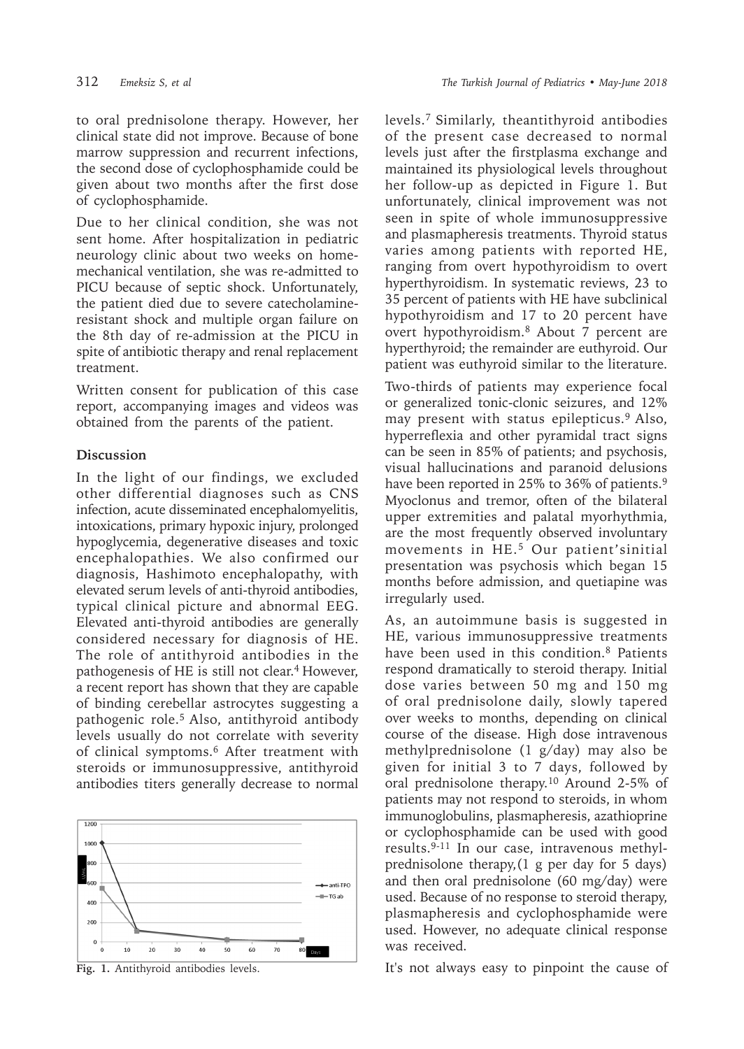to oral prednisolone therapy. However, her clinical state did not improve. Because of bone marrow suppression and recurrent infections, the second dose of cyclophosphamide could be given about two months after the first dose of cyclophosphamide.

Due to her clinical condition, she was not sent home. After hospitalization in pediatric neurology clinic about two weeks on home-mechanical ventilation, she was re-admitted to PICU because of septic shock. Unfortunately, the patient died due to severe catecholamine-resistant shock and multiple organ failure on the 8th day of re-admission at the PICU in spite of antibiotic therapy and renal replacement treatment.

Written consent for publication of this case report, accompanying images and videos was obtained from the parents of the patient.

## Discussion

In the light of our findings, we excluded other differential diagnoses such as CNS infection, acute disseminated encephalomyelitis, intoxications, primary hypoxic injury, prolonged hypoglycemia, degenerative diseases and toxic encephalopathies. We also confirmed our diagnosis, Hashimoto encephalopathy, with elevated serum levels of anti-thyroid antibodies, typical clinical picture and abnormal EEG. Elevated anti-thyroid antibodies are generally considered necessary for diagnosis of HE. The role of antithyroid antibodies in the pathogenesis of HE is still not clear.[4] However, a recent report has shown that they are capable of binding cerebellar astrocytes suggesting a pathogenic role.[5] Also, antithyroid antibody levels usually do not correlate with severity of clinical symptoms.[6] After treatment with steroids or immunosuppressive, antithyroid antibodies titers generally decrease to normal

Fig. 1. Antithyroid antibodies levels.

levels.[7] Similarly, theantithyroid antibodies of the present case decreased to normal levels just after the firstplasma exchange and maintained its physiological levels throughout her follow-up as depicted in Figure 1. But unfortunately, clinical improvement was not seen in spite of whole immunosuppressive and plasmapheresis treatments. Thyroid status varies among patients with reported HE, ranging from overt hypothyroidism to overt hyperthyroidism. In systematic reviews, 23 to 35 percent of patients with HE have subclinical hypothyroidism and 17 to 20 percent have overt hypothyroidism.[8] About 7 percent are hyperthyroid; the remainder are euthyroid. Our patient was euthyroid similar to the literature.

Two-thirds of patients may experience focal or generalized tonic-clonic seizures, and 12% may present with status epilepticus.[9] Also, hyperreflexia and other pyramidal tract signs can be seen in 85% of patients; and psychosis, visual hallucinations and paranoid delusions have been reported in 25% to 36% of patients.[9] Myoclonus and tremor, often of the bilateral upper extremities and palatal myorhythmia, are the most frequently observed involuntary movements in HE.[5] Our patient'sinitial presentation was psychosis which began 15 months before admission, and quetiapine was irregularly used.

As, an autoimmune basis is suggested in HE, various immunosuppressive treatments have been used in this condition.[8] Patients respond dramatically to steroid therapy. Initial dose varies between 50 mg and 150 mg of oral prednisolone daily, slowly tapered over weeks to months, depending on clinical course of the disease. High dose intravenous methylprednisolone (1 g/day) may also be given for initial 3 to 7 days, followed by oral prednisolone therapy.[10] Around 2-5% of patients may not respond to steroids, in whom immunoglobulins, plasmapheresis, azathioprine or cyclophosphamide can be used with good results.[9-11] In our case, intravenous methyl-prednisolone therapy,(1 g per day for 5 days) and then oral prednisolone (60 mg/day) were used. Because of no response to steroid therapy, plasmapheresis and cyclophosphamide were used. However, no adequate clinical response was received.

It's not always easy to pinpoint the cause of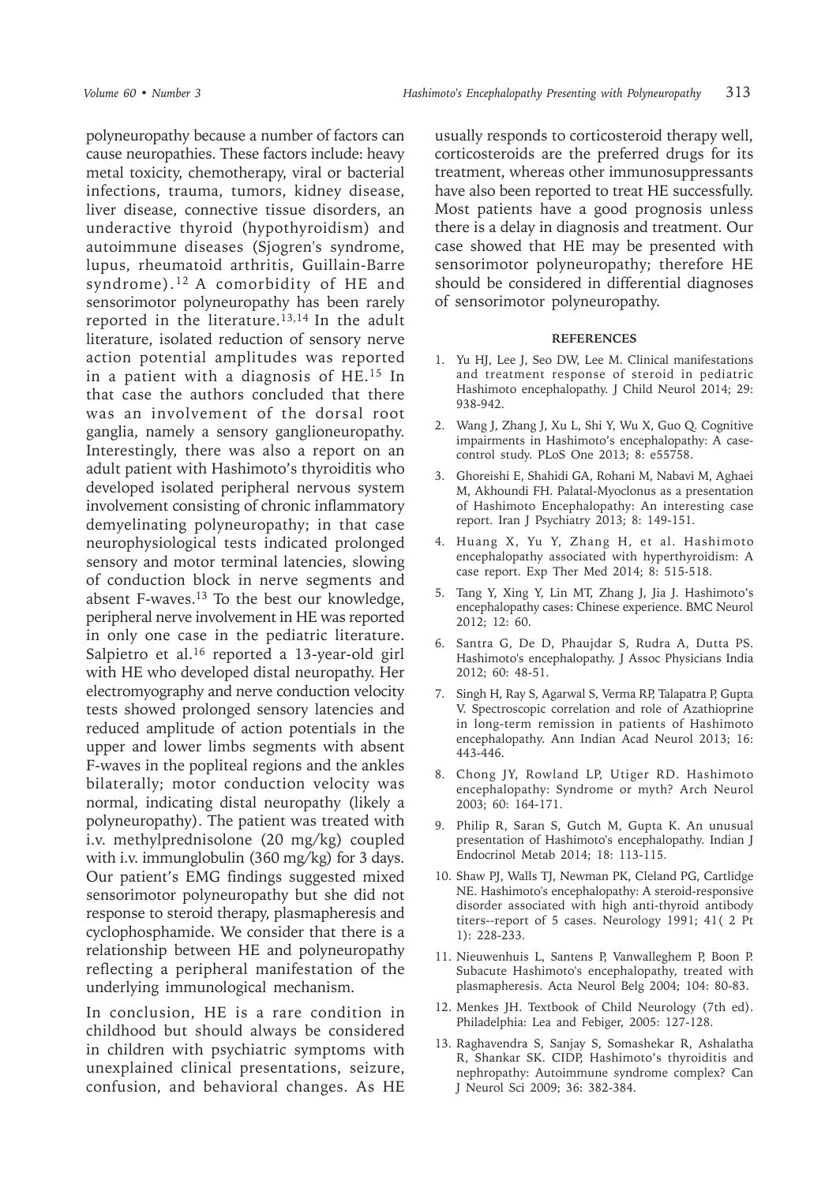polyneuropathy because a number of factors can cause neuropathies. These factors include: heavy metal toxicity, chemotherapy, viral or bacterial infections, trauma, tumors, kidney disease, liver disease, connective tissue disorders, an underactive thyroid (hypothyroidism) and autoimmune diseases (Sjogren's syndrome, lupus, rheumatoid arthritis, Guillain-Barre syndrome).[12] A comorbidity of HE and sensorimotor polyneuropathy has been rarely reported in the literature.[13,14] In the adult literature, isolated reduction of sensory nerve action potential amplitudes was reported in a patient with a diagnosis of HE.[15] In that case the authors concluded that there was an involvement of the dorsal root ganglia, namely a sensory ganglioneuropathy. Interestingly, there was also a report on an adult patient with Hashimoto's thyroiditis who developed isolated peripheral nervous system involvement consisting of chronic inflammatory demyelinating polyneuropathy; in that case neurophysiological tests indicated prolonged sensory and motor terminal latencies, slowing of conduction block in nerve segments and absent F-waves.[13] To the best our knowledge, peripheral nerve involvement in HE was reported in only one case in the pediatric literature. Salpietro et al.[16] reported a 13-year-old girl with HE who developed distal neuropathy. Her electromyography and nerve conduction velocity tests showed prolonged sensory latencies and reduced amplitude of action potentials in the upper and lower limbs segments with absent F-waves in the popliteal regions and the ankles bilaterally; motor conduction velocity was normal, indicating distal neuropathy (likely a polyneuropathy). The patient was treated with i.v. methylprednisolone (20 mg/kg) coupled with i.v. immunglobulin (360 mg/kg) for 3 days. Our patient's EMG findings suggested mixed sensorimotor polyneuropathy but she did not response to steroid therapy, plasmapheresis and cyclophosphamide. We consider that there is a relationship between HE and polyneuropathy reflecting a peripheral manifestation of the underlying immunological mechanism.

In conclusion, HE is a rare condition in childhood but should always be considered in children with psychiatric symptoms with unexplained clinical presentations, seizure, confusion, and behavioral changes. As HE usually responds to corticosteroid therapy well, corticosteroids are the preferred drugs for its treatment, whereas other immunosuppressants have also been reported to treat HE successfully. Most patients have a good prognosis unless there is a delay in diagnosis and treatment. Our case showed that HE may be presented with sensorimotor polyneuropathy; therefore HE should be considered in differential diagnoses of sensorimotor polyneuropathy.

## REFERENCES

1. Yu HJ, Lee J, Seo DW, Lee M. Clinical manifestations and treatment response of steroid in pediatric Hashimoto encephalopathy. J Child Neurol 2014; 29: 938-942.
2. Wang J, Zhang J, Xu L, Shi Y, Wu X, Guo Q. Cognitive impairments in Hashimoto's encephalopathy: A case-control study. PLoS One 2013; 8: e55758.
3. Ghoreishi E, Shahidi GA, Rohani M, Nabavi M, Aghaei M, Akhoundi FH. Palatal-Myoclonus as a presentation of Hashimoto Encephalopathy: An interesting case report. Iran J Psychiatry 2013; 8: 149-151.
4. Huang X, Yu Y, Zhang H, et al. Hashimoto encephalopathy associated with hyperthyroidism: A case report. Exp Ther Med 2014; 8: 515-518.
5. Tang Y, Xing Y, Lin MT, Zhang J, Jia J. Hashimoto's encephalopathy cases: Chinese experience. BMC Neurol 2012; 12: 60.
6. Santra G, De D, Phaujdar S, Rudra A, Dutta PS. Hashimoto's encephalopathy. J Assoc Physicians India 2012; 60: 48-51.
7. Singh H, Ray S, Agarwal S, Verma RP, Talapatra P, Gupta V. Spectroscopic correlation and role of Azathioprine in long-term remission in patients of Hashimoto encephalopathy. Ann Indian Acad Neurol 2013; 16: 443-446.
8. Chong JY, Rowland LP, Utiger RD. Hashimoto encephalopathy: Syndrome or myth? Arch Neurol 2003; 60: 164-171.
9. Philip R, Saran S, Gutch M, Gupta K. An unusual presentation of Hashimoto's encephalopathy. Indian J Endocrinol Metab 2014; 18: 113-115.
10. Shaw PJ, Walls TJ, Newman PK, Cleland PG, Cartlidge NE. Hashimoto's encephalopathy: A steroid-responsive disorder associated with high anti-thyroid antibody titers--report of 5 cases. Neurology 1991; 41( 2 Pt 1): 228-233.
11. Nieuwenhuis L, Santens P, Vanwalleghem P, Boon P. Subacute Hashimoto's encephalopathy, treated with plasmapheresis. Acta Neurol Belg 2004; 104: 80-83.
12. Menkes JH. Textbook of Child Neurology (7th ed). Philadelphia: Lea and Febiger, 2005: 127-128.
13. Raghavendra S, Sanjay S, Somashekar R, Ashalatha R, Shankar SK. CIDP, Hashimoto's thyroiditis and nephropathy: Autoimmune syndrome complex? Can J Neurol Sci 2009; 36: 382-384.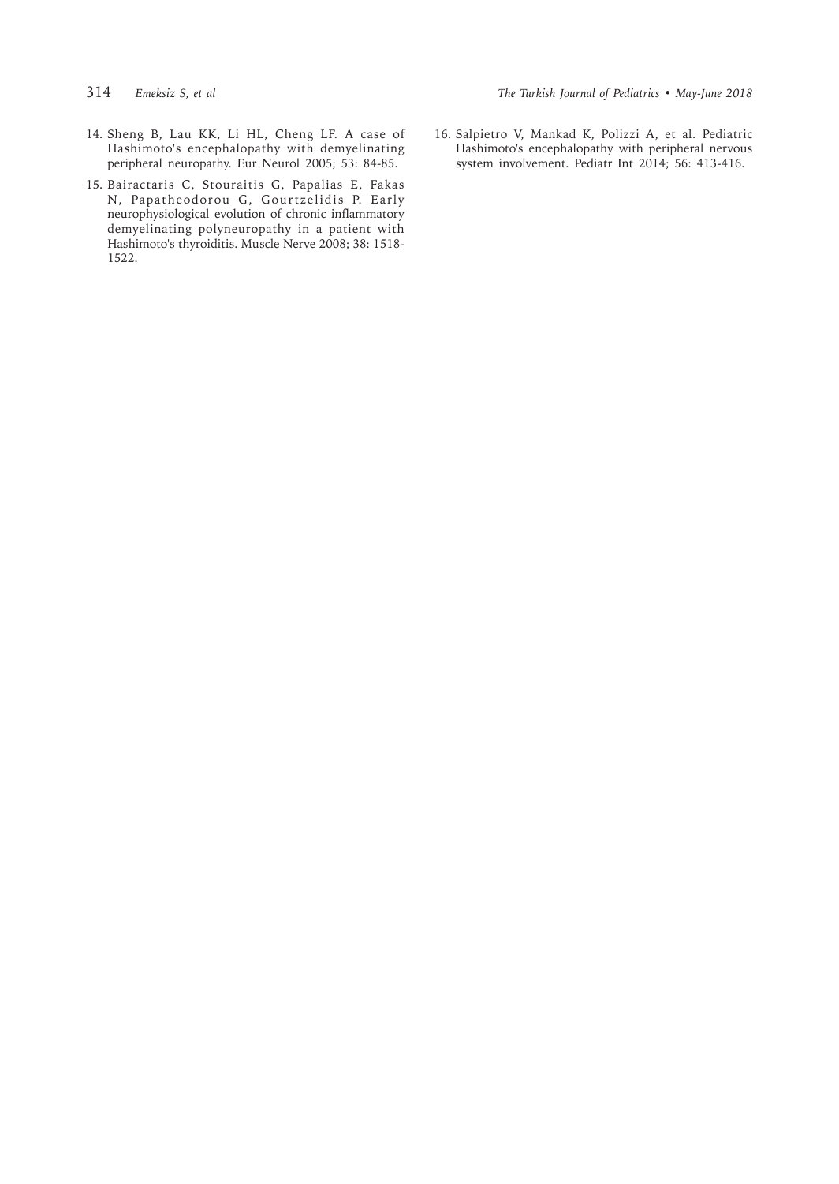14. Sheng B, Lau KK, Li HL, Cheng LF. A case of Hashimoto's encephalopathy with demyelinating peripheral neuropathy. Eur Neurol 2005; 53: 84-85.
15. Bairactaris C, Stouraitis G, Papalias E, Fakas N, Papatheodorou G, Gourtzelidis P. Early neurophysiological evolution of chronic inflammatory demyelinating polyneuropathy in a patient with Hashimoto's thyroiditis. Muscle Nerve 2008; 38: 1518-1522.
16. Salpietro V, Mankad K, Polizzi A, et al. Pediatric Hashimoto's encephalopathy with peripheral nervous system involvement. Pediatr Int 2014; 56: 413-416.